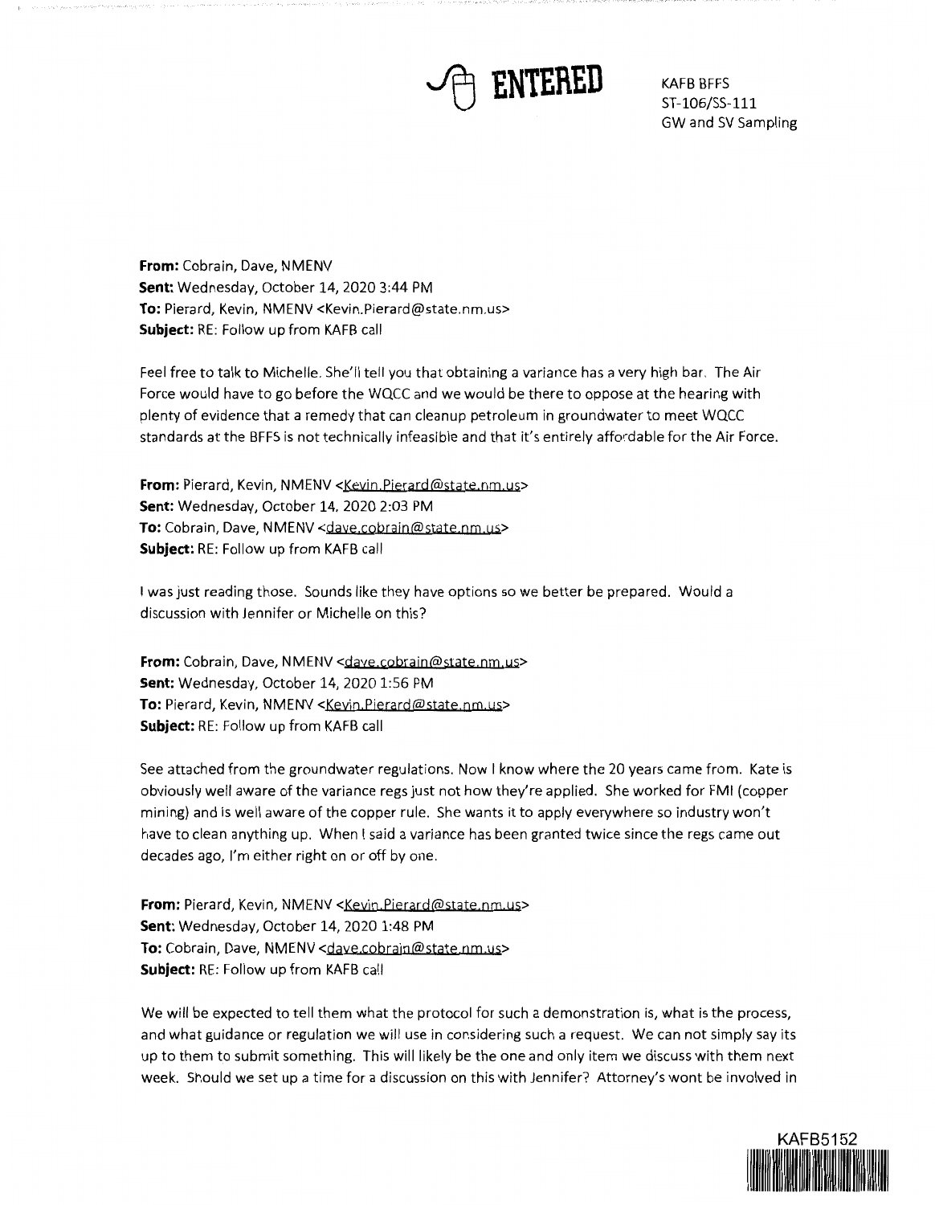ENTERED

KAFB BFFS
ST-106/SS-111
GW and SV Sampling

**From:** Cobrain, Dave, NMENV
**Sent:** Wednesday, October 14, 2020 3:44 PM
**To:** Pierard, Kevin, NMENV <Kevin.Pierard@state.nm.us>
**Subject:** RE: Follow up from KAFB call

Feel free to talk to Michelle. She'll tell you that obtaining a variance has a very high bar. The Air Force would have to go before the WQCC and we would be there to oppose at the hearing with plenty of evidence that a remedy that can cleanup petroleum in groundwater to meet WQCC standards at the BFFS is not technically infeasible and that it's entirely affordable for the Air Force.

**From:** Pierard, Kevin, NMENV <Kevin.Pierard@state.nm.us>
**Sent:** Wednesday, October 14, 2020 2:03 PM
**To:** Cobrain, Dave, NMENV <dave.cobrain@state.nm.us>
**Subject:** RE: Follow up from KAFB call

I was just reading those. Sounds like they have options so we better be prepared. Would a discussion with Jennifer or Michelle on this?

**From:** Cobrain, Dave, NMENV <dave.cobrain@state.nm.us>
**Sent:** Wednesday, October 14, 2020 1:56 PM
**To:** Pierard, Kevin, NMENV <Kevin.Pierard@state.nm.us>
**Subject:** RE: Follow up from KAFB call

See attached from the groundwater regulations. Now I know where the 20 years came from. Kate is obviously well aware of the variance regs just not how they're applied. She worked for FMI (copper mining) and is well aware of the copper rule. She wants it to apply everywhere so industry won't have to clean anything up. When I said a variance has been granted twice since the regs came out decades ago, I'm either right on or off by one.

**From:** Pierard, Kevin, NMENV <Kevin.Pierard@state.nm.us>
**Sent:** Wednesday, October 14, 2020 1:48 PM
**To:** Cobrain, Dave, NMENV <dave.cobrain@state.nm.us>
**Subject:** RE: Follow up from KAFB call

We will be expected to tell them what the protocol for such a demonstration is, what is the process, and what guidance or regulation we will use in considering such a request. We can not simply say its up to them to submit something. This will likely be the one and only item we discuss with them next week. Should we set up a time for a discussion on this with Jennifer? Attorney's wont be involved in

KAFB5152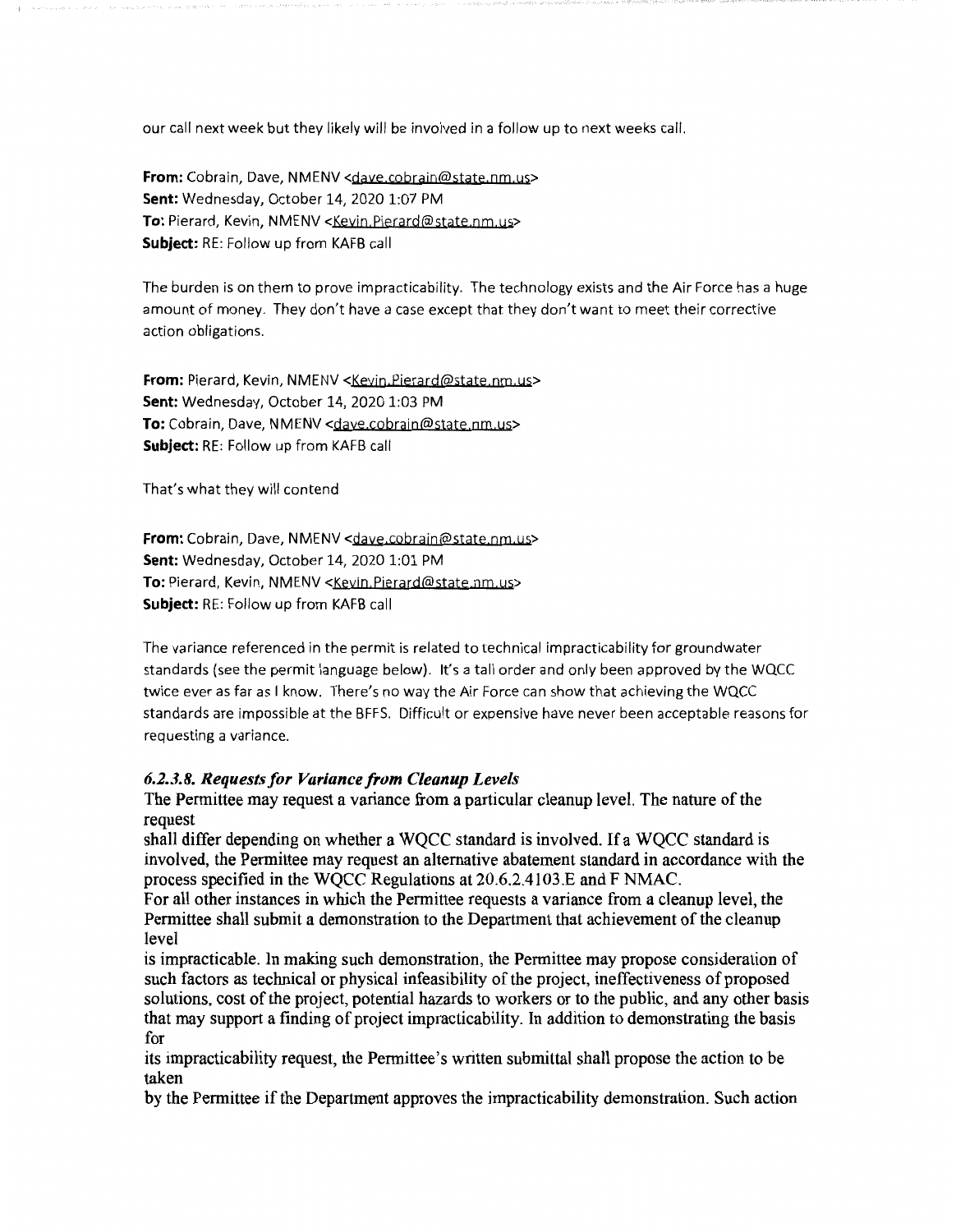our call next week but they likely will be involved in a follow up to next weeks call.

**From:** Cobrain, Dave, NMENV <dave.cobrain@state.nm.us>
**Sent:** Wednesday, October 14, 2020 1:07 PM
**To:** Pierard, Kevin, NMENV <Kevin.Pierard@state.nm.us>
**Subject:** RE: Follow up from KAFB call

The burden is on them to prove impracticability. The technology exists and the Air Force has a huge amount of money. They don't have a case except that they don't want to meet their corrective action obligations.

**From:** Pierard, Kevin, NMENV <Kevin.Pierard@state.nm.us>
**Sent:** Wednesday, October 14, 2020 1:03 PM
**To:** Cobrain, Dave, NMENV <dave.cobrain@state.nm.us>
**Subject:** RE: Follow up from KAFB call

That's what they will contend

**From:** Cobrain, Dave, NMENV <dave.cobrain@state.nm.us>
**Sent:** Wednesday, October 14, 2020 1:01 PM
**To:** Pierard, Kevin, NMENV <Kevin.Pierard@state.nm.us>
**Subject:** RE: Follow up from KAFB call

The variance referenced in the permit is related to technical impracticability for groundwater standards (see the permit language below). It's a tall order and only been approved by the WQCC twice ever as far as I know. There's no way the Air Force can show that achieving the WQCC standards are impossible at the BFFS. Difficult or expensive have never been acceptable reasons for requesting a variance.

***6.2.3.8. Requests for Variance from Cleanup Levels***

The Permittee may request a variance from a particular cleanup level. The nature of the request
shall differ depending on whether a WQCC standard is involved. If a WQCC standard is involved, the Permittee may request an alternative abatement standard in accordance with the process specified in the WQCC Regulations at 20.6.2.4103.E and F NMAC.
For all other instances in which the Permittee requests a variance from a cleanup level, the Permittee shall submit a demonstration to the Department that achievement of the cleanup level
is impracticable. In making such demonstration, the Permittee may propose consideration of such factors as technical or physical infeasibility of the project, ineffectiveness of proposed solutions, cost of the project, potential hazards to workers or to the public, and any other basis that may support a finding of project impracticability. In addition to demonstrating the basis for
its impracticability request, the Permittee's written submittal shall propose the action to be taken
by the Permittee if the Department approves the impracticability demonstration. Such action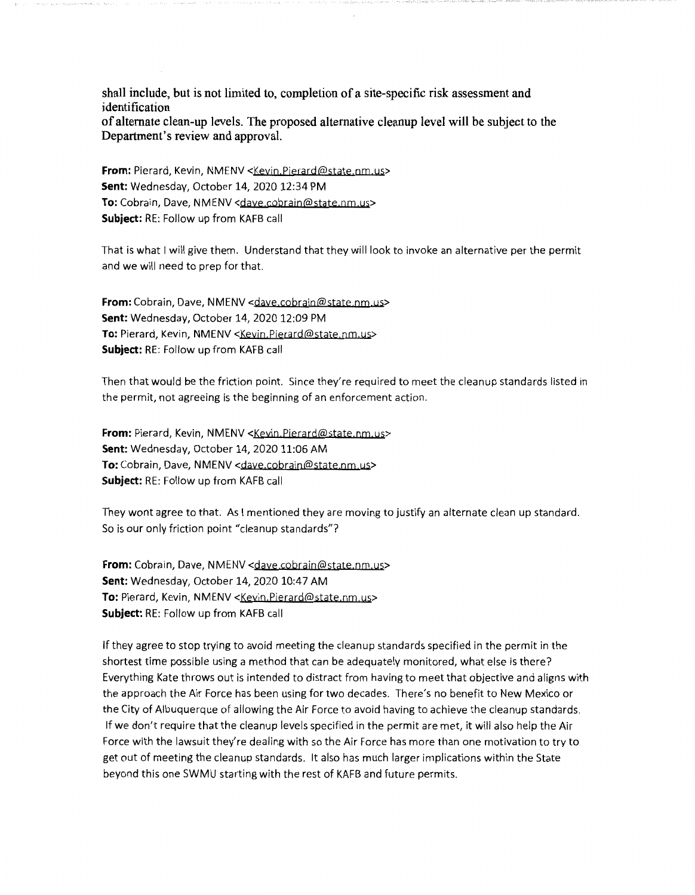shall include, but is not limited to, completion of a site-specific risk assessment and identification
of alternate clean-up levels. The proposed alternative cleanup level will be subject to the Department's review and approval.

**From:** Pierard, Kevin, NMENV <Kevin.Pierard@state.nm.us>
**Sent:** Wednesday, October 14, 2020 12:34 PM
**To:** Cobrain, Dave, NMENV <dave.cobrain@state.nm.us>
**Subject:** RE: Follow up from KAFB call

That is what I will give them. Understand that they will look to invoke an alternative per the permit and we will need to prep for that.

**From:** Cobrain, Dave, NMENV <dave.cobrain@state.nm.us>
**Sent:** Wednesday, October 14, 2020 12:09 PM
**To:** Pierard, Kevin, NMENV <Kevin.Pierard@state.nm.us>
**Subject:** RE: Follow up from KAFB call

Then that would be the friction point. Since they're required to meet the cleanup standards listed in the permit, not agreeing is the beginning of an enforcement action.

**From:** Pierard, Kevin, NMENV <Kevin.Pierard@state.nm.us>
**Sent:** Wednesday, October 14, 2020 11:06 AM
**To:** Cobrain, Dave, NMENV <dave.cobrain@state.nm.us>
**Subject:** RE: Follow up from KAFB call

They wont agree to that. As I mentioned they are moving to justify an alternate clean up standard. So is our only friction point "cleanup standards"?

**From:** Cobrain, Dave, NMENV <dave.cobrain@state.nm.us>
**Sent:** Wednesday, October 14, 2020 10:47 AM
**To:** Pierard, Kevin, NMENV <Kevin.Pierard@state.nm.us>
**Subject:** RE: Follow up from KAFB call

If they agree to stop trying to avoid meeting the cleanup standards specified in the permit in the shortest time possible using a method that can be adequately monitored, what else is there? Everything Kate throws out is intended to distract from having to meet that objective and aligns with the approach the Air Force has been using for two decades. There's no benefit to New Mexico or the City of Albuquerque of allowing the Air Force to avoid having to achieve the cleanup standards. If we don't require that the cleanup levels specified in the permit are met, it will also help the Air Force with the lawsuit they're dealing with so the Air Force has more than one motivation to try to get out of meeting the cleanup standards. It also has much larger implications within the State beyond this one SWMU starting with the rest of KAFB and future permits.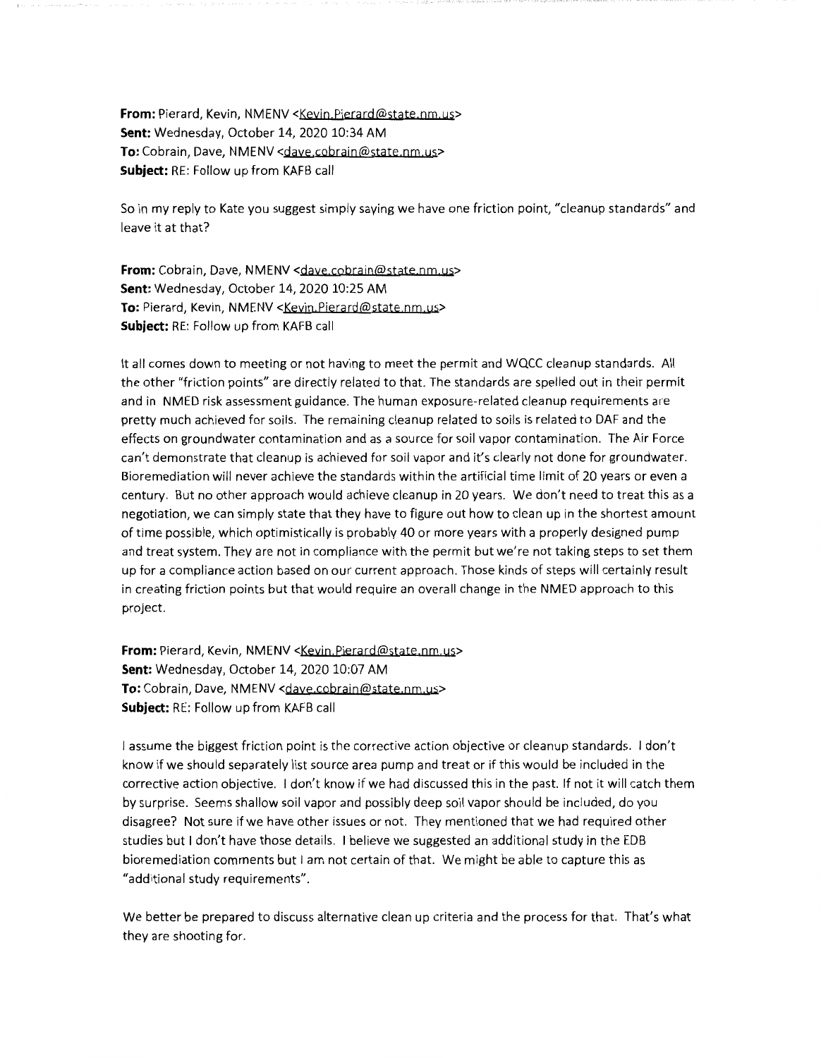**From:** Pierard, Kevin, NMENV <Kevin.Pierard@state.nm.us>
**Sent:** Wednesday, October 14, 2020 10:34 AM
**To:** Cobrain, Dave, NMENV <dave.cobrain@state.nm.us>
**Subject:** RE: Follow up from KAFB call

So in my reply to Kate you suggest simply saying we have one friction point, "cleanup standards" and leave it at that?

**From:** Cobrain, Dave, NMENV <dave.cobrain@state.nm.us>
**Sent:** Wednesday, October 14, 2020 10:25 AM
**To:** Pierard, Kevin, NMENV <Kevin.Pierard@state.nm.us>
**Subject:** RE: Follow up from KAFB call

It all comes down to meeting or not having to meet the permit and WQCC cleanup standards. All the other "friction points" are directly related to that. The standards are spelled out in their permit and in NMED risk assessment guidance. The human exposure-related cleanup requirements are pretty much achieved for soils. The remaining cleanup related to soils is related to DAF and the effects on groundwater contamination and as a source for soil vapor contamination. The Air Force can't demonstrate that cleanup is achieved for soil vapor and it's clearly not done for groundwater. Bioremediation will never achieve the standards within the artificial time limit of 20 years or even a century. But no other approach would achieve cleanup in 20 years. We don't need to treat this as a negotiation, we can simply state that they have to figure out how to clean up in the shortest amount of time possible, which optimistically is probably 40 or more years with a properly designed pump and treat system. They are not in compliance with the permit but we're not taking steps to set them up for a compliance action based on our current approach. Those kinds of steps will certainly result in creating friction points but that would require an overall change in the NMED approach to this project.

**From:** Pierard, Kevin, NMENV <Kevin.Pierard@state.nm.us>
**Sent:** Wednesday, October 14, 2020 10:07 AM
**To:** Cobrain, Dave, NMENV <dave.cobrain@state.nm.us>
**Subject:** RE: Follow up from KAFB call

I assume the biggest friction point is the corrective action objective or cleanup standards. I don't know if we should separately list source area pump and treat or if this would be included in the corrective action objective. I don't know if we had discussed this in the past. If not it will catch them by surprise. Seems shallow soil vapor and possibly deep soil vapor should be included, do you disagree? Not sure if we have other issues or not. They mentioned that we had required other studies but I don't have those details. I believe we suggested an additional study in the EDB bioremediation comments but I am not certain of that. We might be able to capture this as "additional study requirements".

We better be prepared to discuss alternative clean up criteria and the process for that. That's what they are shooting for.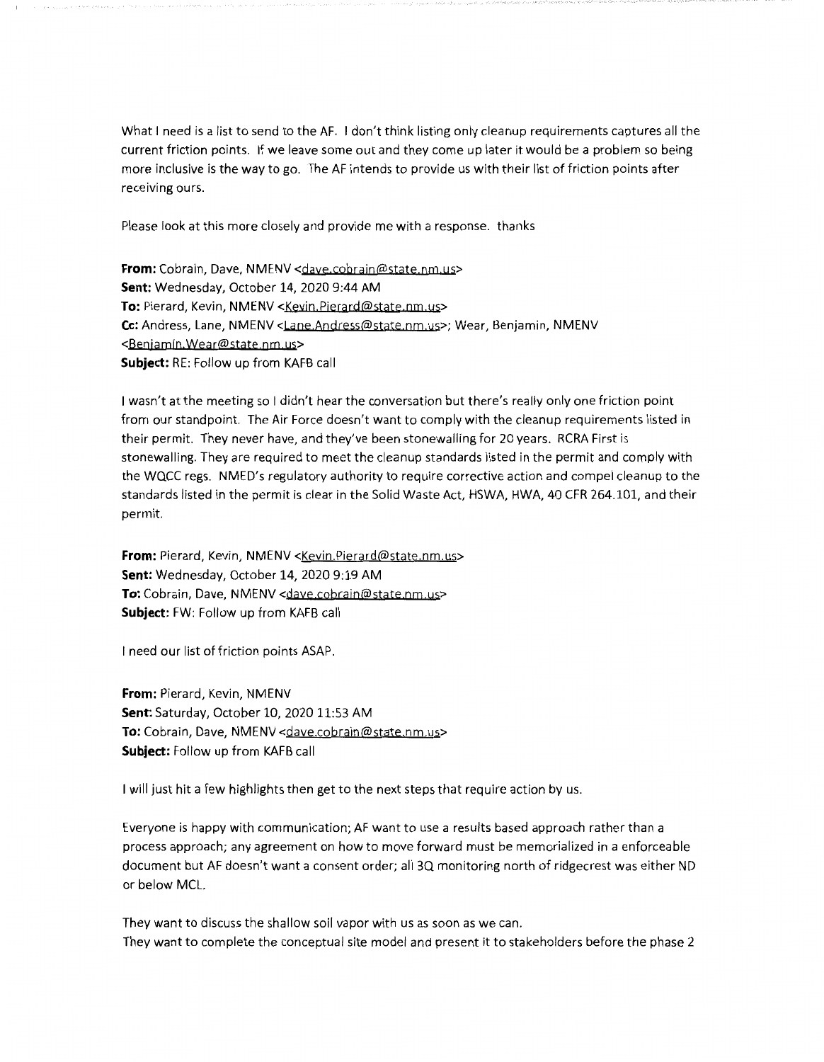What I need is a list to send to the AF. I don't think listing only cleanup requirements captures all the current friction points. If we leave some out and they come up later it would be a problem so being more inclusive is the way to go. The AF intends to provide us with their list of friction points after receiving ours.

Please look at this more closely and provide me with a response. thanks

**From:** Cobrain, Dave, NMENV <dave.cobrain@state.nm.us>
**Sent:** Wednesday, October 14, 2020 9:44 AM
**To:** Pierard, Kevin, NMENV <Kevin.Pierard@state.nm.us>
**Cc:** Andress, Lane, NMENV <Lane.Andress@state.nm.us>; Wear, Benjamin, NMENV <Benjamin.Wear@state.nm.us>
**Subject:** RE: Follow up from KAFB call

I wasn't at the meeting so I didn't hear the conversation but there's really only one friction point from our standpoint. The Air Force doesn't want to comply with the cleanup requirements listed in their permit. They never have, and they've been stonewalling for 20 years. RCRA First is stonewalling. They are required to meet the cleanup standards listed in the permit and comply with the WQCC regs. NMED's regulatory authority to require corrective action and compel cleanup to the standards listed in the permit is clear in the Solid Waste Act, HSWA, HWA, 40 CFR 264.101, and their permit.

**From:** Pierard, Kevin, NMENV <Kevin.Pierard@state.nm.us>
**Sent:** Wednesday, October 14, 2020 9:19 AM
**To:** Cobrain, Dave, NMENV <dave.cobrain@state.nm.us>
**Subject:** FW: Follow up from KAFB call

I need our list of friction points ASAP.

**From:** Pierard, Kevin, NMENV
**Sent:** Saturday, October 10, 2020 11:53 AM
**To:** Cobrain, Dave, NMENV <dave.cobrain@state.nm.us>
**Subject:** Follow up from KAFB call

I will just hit a few highlights then get to the next steps that require action by us.

Everyone is happy with communication; AF want to use a results based approach rather than a process approach; any agreement on how to move forward must be memorialized in a enforceable document but AF doesn't want a consent order; all 3Q monitoring north of ridgecrest was either ND or below MCL.

They want to discuss the shallow soil vapor with us as soon as we can.
They want to complete the conceptual site model and present it to stakeholders before the phase 2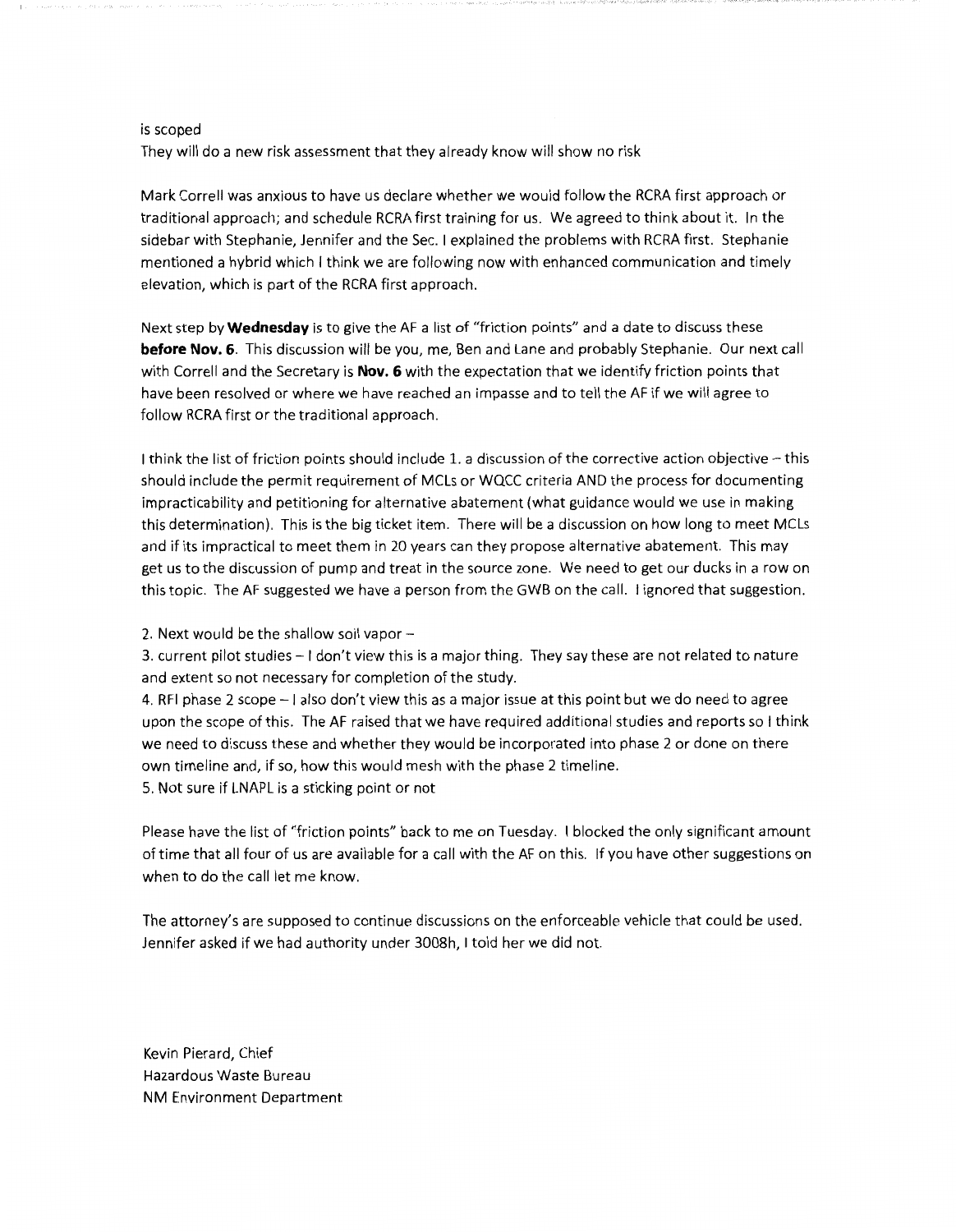is scoped
They will do a new risk assessment that they already know will show no risk

Mark Correll was anxious to have us declare whether we would follow the RCRA first approach or traditional approach; and schedule RCRA first training for us. We agreed to think about it. In the sidebar with Stephanie, Jennifer and the Sec. I explained the problems with RCRA first. Stephanie mentioned a hybrid which I think we are following now with enhanced communication and timely elevation, which is part of the RCRA first approach.

Next step by **Wednesday** is to give the AF a list of "friction points" and a date to discuss these **before Nov. 6**. This discussion will be you, me, Ben and Lane and probably Stephanie. Our next call with Correll and the Secretary is **Nov. 6** with the expectation that we identify friction points that have been resolved or where we have reached an impasse and to tell the AF if we will agree to follow RCRA first or the traditional approach.

I think the list of friction points should include 1. a discussion of the corrective action objective – this should include the permit requirement of MCLs or WQCC criteria AND the process for documenting impracticability and petitioning for alternative abatement (what guidance would we use in making this determination). This is the big ticket item. There will be a discussion on how long to meet MCLs and if its impractical to meet them in 20 years can they propose alternative abatement. This may get us to the discussion of pump and treat in the source zone. We need to get our ducks in a row on this topic. The AF suggested we have a person from the GWB on the call. I ignored that suggestion.

2. Next would be the shallow soil vapor –
3. current pilot studies – I don't view this is a major thing. They say these are not related to nature and extent so not necessary for completion of the study.
4. RFI phase 2 scope – I also don't view this as a major issue at this point but we do need to agree upon the scope of this. The AF raised that we have required additional studies and reports so I think we need to discuss these and whether they would be incorporated into phase 2 or done on there own timeline and, if so, how this would mesh with the phase 2 timeline.
5. Not sure if LNAPL is a sticking point or not

Please have the list of "friction points" back to me on Tuesday. I blocked the only significant amount of time that all four of us are available for a call with the AF on this. If you have other suggestions on when to do the call let me know.

The attorney's are supposed to continue discussions on the enforceable vehicle that could be used. Jennifer asked if we had authority under 3008h, I told her we did not.

Kevin Pierard, Chief
Hazardous Waste Bureau
NM Environment Department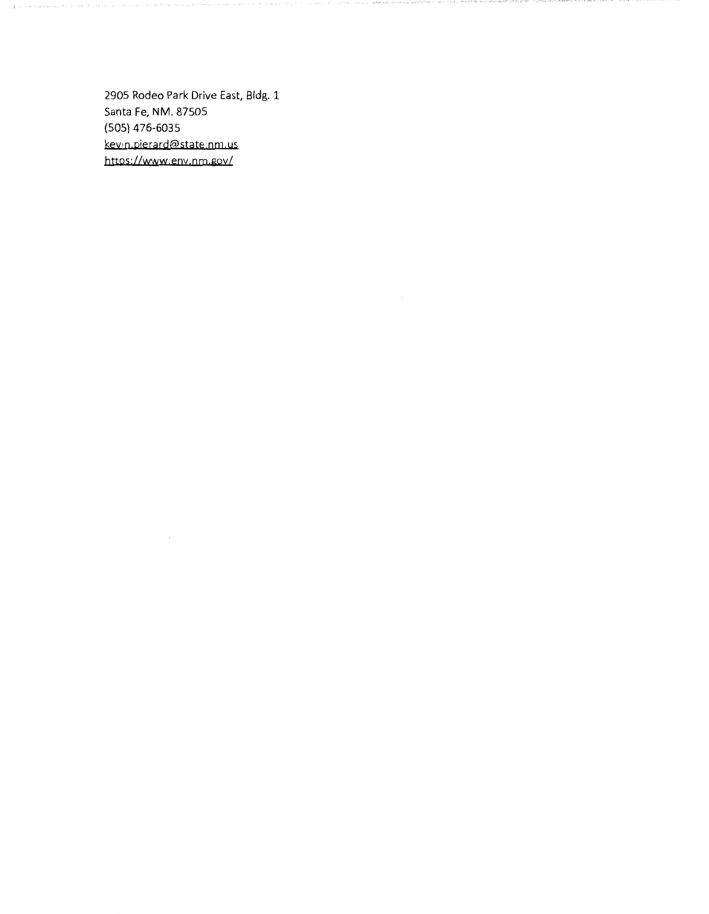2905 Rodeo Park Drive East, Bldg. 1
Santa Fe, NM. 87505
(505) 476-6035
kevin.pierard@state.nm.us
https://www.env.nm.gov/